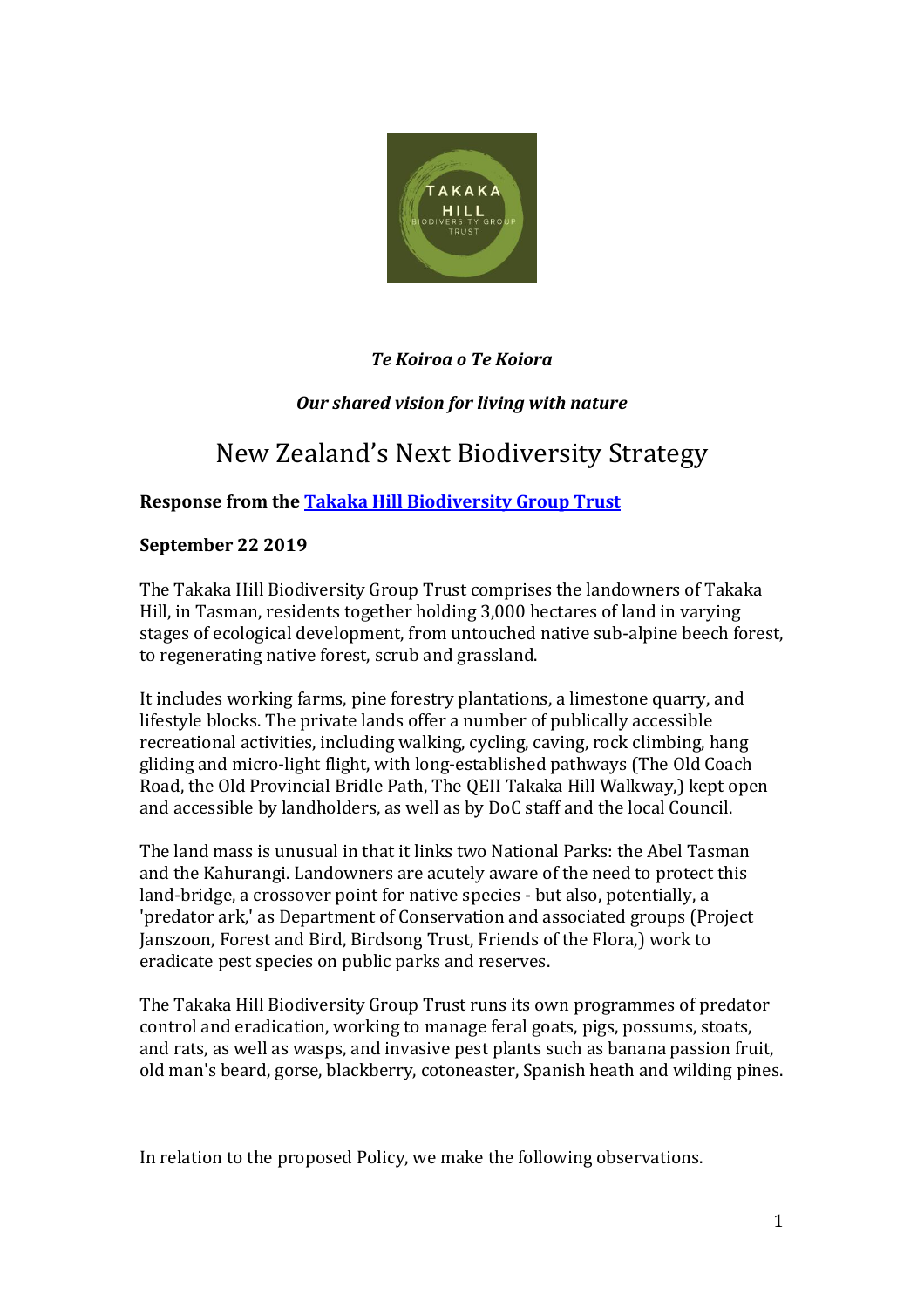*Te Koiroa o Te Koiora*

***Our shared vision for living with nature***

# New Zealand's Next Biodiversity Strategy

**Response from the [Takaka Hill Biodiversity Group Trust]()**

**September 22 2019**

The Takaka Hill Biodiversity Group Trust comprises the landowners of Takaka Hill, in Tasman, residents together holding 3,000 hectares of land in varying stages of ecological development, from untouched native sub-alpine beech forest, to regenerating native forest, scrub and grassland.

It includes working farms, pine forestry plantations, a limestone quarry, and lifestyle blocks. The private lands offer a number of publically accessible recreational activities, including walking, cycling, caving, rock climbing, hang gliding and micro-light flight, with long-established pathways (The Old Coach Road, the Old Provincial Bridle Path, The QEII Takaka Hill Walkway,) kept open and accessible by landholders, as well as by DoC staff and the local Council.

The land mass is unusual in that it links two National Parks: the Abel Tasman and the Kahurangi. Landowners are acutely aware of the need to protect this land-bridge, a crossover point for native species - but also, potentially, a 'predator ark,' as Department of Conservation and associated groups (Project Janszoon, Forest and Bird, Birdsong Trust, Friends of the Flora,) work to eradicate pest species on public parks and reserves.

The Takaka Hill Biodiversity Group Trust runs its own programmes of predator control and eradication, working to manage feral goats, pigs, possums, stoats, and rats, as well as wasps, and invasive pest plants such as banana passion fruit, old man's beard, gorse, blackberry, cotoneaster, Spanish heath and wilding pines.

In relation to the proposed Policy, we make the following observations.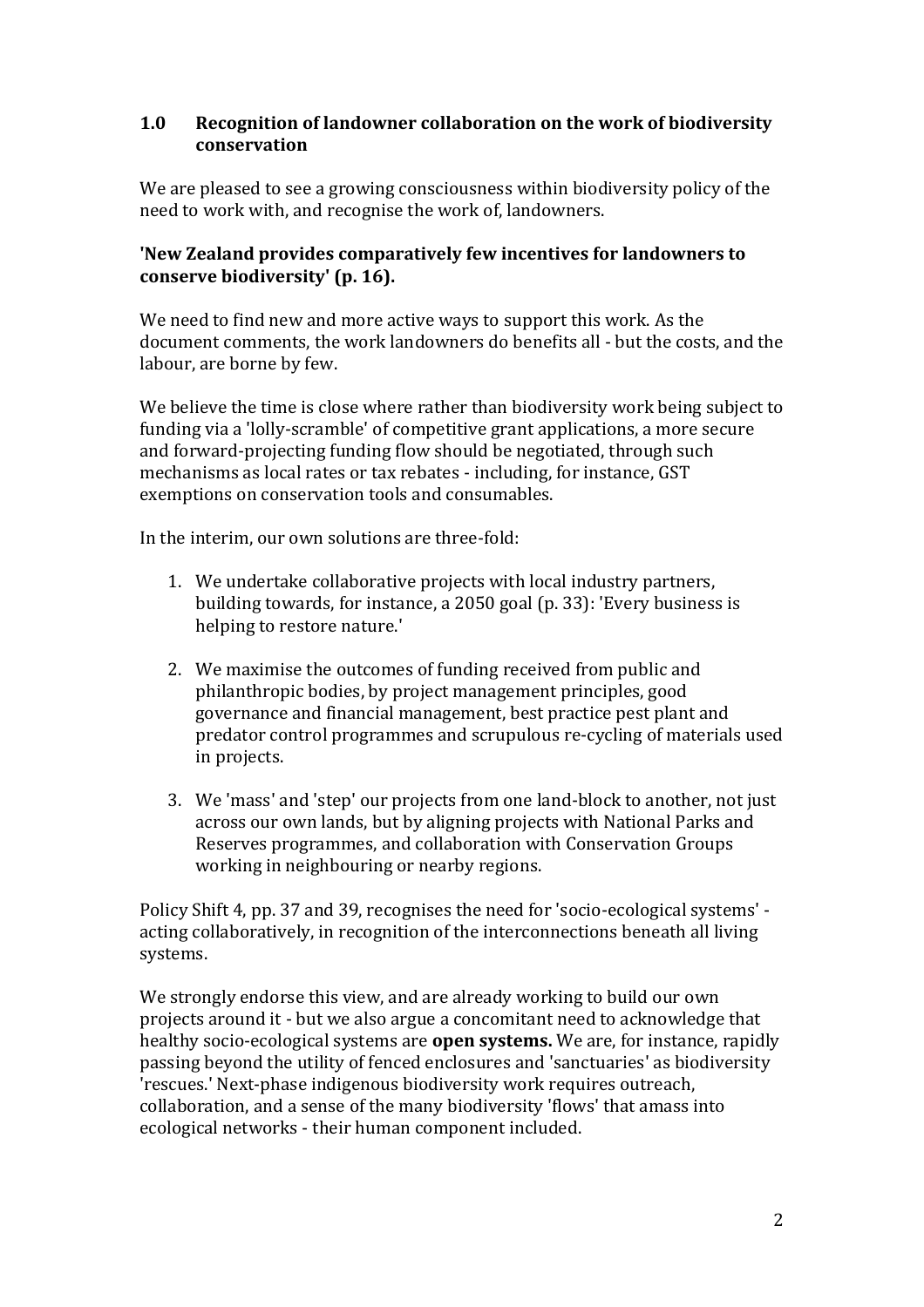## 1.0 Recognition of landowner collaboration on the work of biodiversity conservation

We are pleased to see a growing consciousness within biodiversity policy of the need to work with, and recognise the work of, landowners.

**'New Zealand provides comparatively few incentives for landowners to conserve biodiversity' (p. 16).**

We need to find new and more active ways to support this work. As the document comments, the work landowners do benefits all - but the costs, and the labour, are borne by few.

We believe the time is close where rather than biodiversity work being subject to funding via a 'lolly-scramble' of competitive grant applications, a more secure and forward-projecting funding flow should be negotiated, through such mechanisms as local rates or tax rebates - including, for instance, GST exemptions on conservation tools and consumables.

In the interim, our own solutions are three-fold:

1. We undertake collaborative projects with local industry partners, building towards, for instance, a 2050 goal (p. 33): 'Every business is helping to restore nature.'

2. We maximise the outcomes of funding received from public and philanthropic bodies, by project management principles, good governance and financial management, best practice pest plant and predator control programmes and scrupulous re-cycling of materials used in projects.

3. We 'mass' and 'step' our projects from one land-block to another, not just across our own lands, but by aligning projects with National Parks and Reserves programmes, and collaboration with Conservation Groups working in neighbouring or nearby regions.

Policy Shift 4, pp. 37 and 39, recognises the need for 'socio-ecological systems' - acting collaboratively, in recognition of the interconnections beneath all living systems.

We strongly endorse this view, and are already working to build our own projects around it - but we also argue a concomitant need to acknowledge that healthy socio-ecological systems are **open systems.** We are, for instance, rapidly passing beyond the utility of fenced enclosures and 'sanctuaries' as biodiversity 'rescues.' Next-phase indigenous biodiversity work requires outreach, collaboration, and a sense of the many biodiversity 'flows' that amass into ecological networks - their human component included.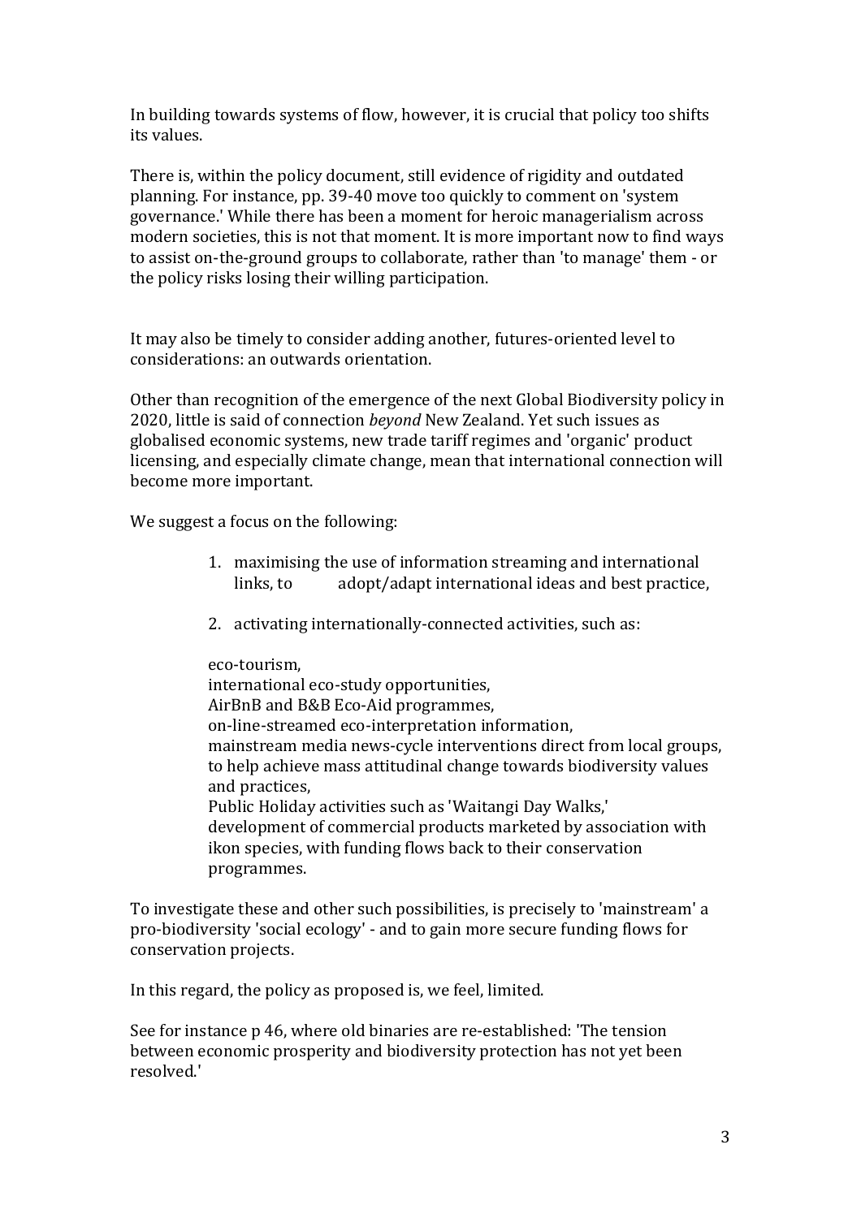In building towards systems of flow, however, it is crucial that policy too shifts its values.

There is, within the policy document, still evidence of rigidity and outdated planning. For instance, pp. 39-40 move too quickly to comment on 'system governance.' While there has been a moment for heroic managerialism across modern societies, this is not that moment. It is more important now to find ways to assist on-the-ground groups to collaborate, rather than 'to manage' them - or the policy risks losing their willing participation.

It may also be timely to consider adding another, futures-oriented level to considerations: an outwards orientation.

Other than recognition of the emergence of the next Global Biodiversity policy in 2020, little is said of connection *beyond* New Zealand. Yet such issues as globalised economic systems, new trade tariff regimes and 'organic' product licensing, and especially climate change, mean that international connection will become more important.

We suggest a focus on the following:

1. maximising the use of information streaming and international links, to adopt/adapt international ideas and best practice,

2. activating internationally-connected activities, such as:

   eco-tourism,
   international eco-study opportunities,
   AirBnB and B&B Eco-Aid programmes,
   on-line-streamed eco-interpretation information,
   mainstream media news-cycle interventions direct from local groups, to help achieve mass attitudinal change towards biodiversity values and practices,
   Public Holiday activities such as 'Waitangi Day Walks,'
   development of commercial products marketed by association with ikon species, with funding flows back to their conservation programmes.

To investigate these and other such possibilities, is precisely to 'mainstream' a pro-biodiversity 'social ecology' - and to gain more secure funding flows for conservation projects.

In this regard, the policy as proposed is, we feel, limited.

See for instance p 46, where old binaries are re-established: 'The tension between economic prosperity and biodiversity protection has not yet been resolved.'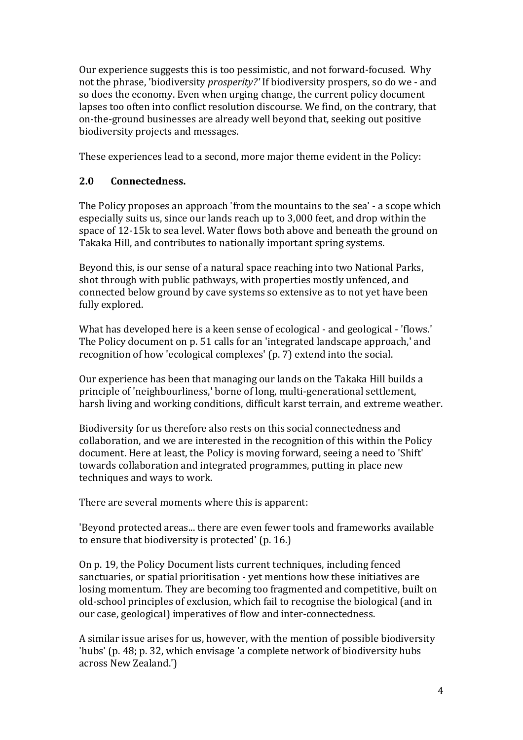Our experience suggests this is too pessimistic, and not forward-focused. Why not the phrase, 'biodiversity *prosperity?'* If biodiversity prospers, so do we - and so does the economy. Even when urging change, the current policy document lapses too often into conflict resolution discourse. We find, on the contrary, that on-the-ground businesses are already well beyond that, seeking out positive biodiversity projects and messages.

These experiences lead to a second, more major theme evident in the Policy:

## 2.0 Connectedness.

The Policy proposes an approach 'from the mountains to the sea' - a scope which especially suits us, since our lands reach up to 3,000 feet, and drop within the space of 12-15k to sea level. Water flows both above and beneath the ground on Takaka Hill, and contributes to nationally important spring systems.

Beyond this, is our sense of a natural space reaching into two National Parks, shot through with public pathways, with properties mostly unfenced, and connected below ground by cave systems so extensive as to not yet have been fully explored.

What has developed here is a keen sense of ecological - and geological - 'flows.' The Policy document on p. 51 calls for an 'integrated landscape approach,' and recognition of how 'ecological complexes' (p. 7) extend into the social.

Our experience has been that managing our lands on the Takaka Hill builds a principle of 'neighbourliness,' borne of long, multi-generational settlement, harsh living and working conditions, difficult karst terrain, and extreme weather.

Biodiversity for us therefore also rests on this social connectedness and collaboration, and we are interested in the recognition of this within the Policy document. Here at least, the Policy is moving forward, seeing a need to 'Shift' towards collaboration and integrated programmes, putting in place new techniques and ways to work.

There are several moments where this is apparent:

'Beyond protected areas... there are even fewer tools and frameworks available to ensure that biodiversity is protected' (p. 16.)

On p. 19, the Policy Document lists current techniques, including fenced sanctuaries, or spatial prioritisation - yet mentions how these initiatives are losing momentum. They are becoming too fragmented and competitive, built on old-school principles of exclusion, which fail to recognise the biological (and in our case, geological) imperatives of flow and inter-connectedness.

A similar issue arises for us, however, with the mention of possible biodiversity 'hubs' (p. 48; p. 32, which envisage 'a complete network of biodiversity hubs across New Zealand.')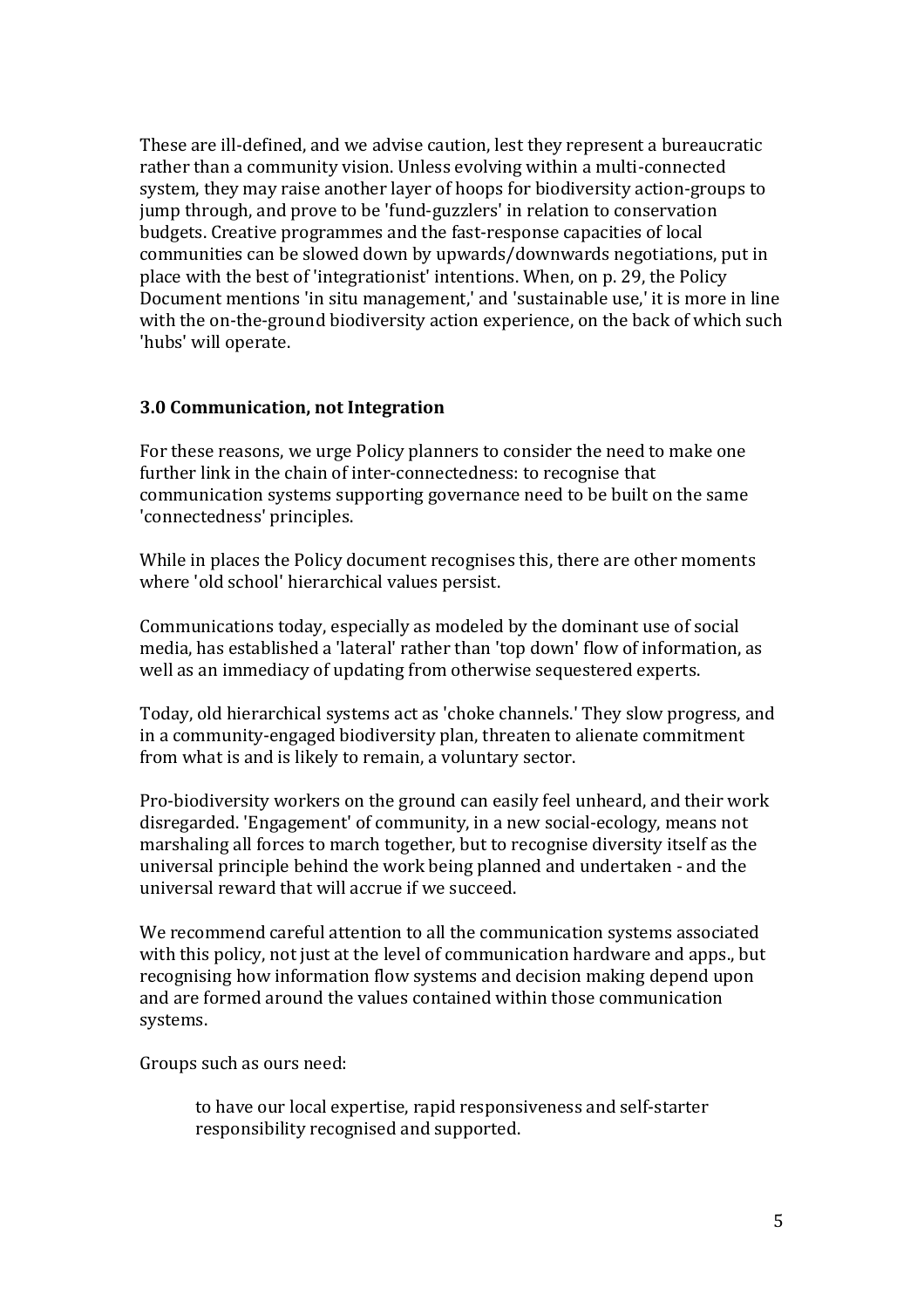These are ill-defined, and we advise caution, lest they represent a bureaucratic rather than a community vision. Unless evolving within a multi-connected system, they may raise another layer of hoops for biodiversity action-groups to jump through, and prove to be 'fund-guzzlers' in relation to conservation budgets. Creative programmes and the fast-response capacities of local communities can be slowed down by upwards/downwards negotiations, put in place with the best of 'integrationist' intentions. When, on p. 29, the Policy Document mentions 'in situ management,' and 'sustainable use,' it is more in line with the on-the-ground biodiversity action experience, on the back of which such 'hubs' will operate.

### 3.0 Communication, not Integration

For these reasons, we urge Policy planners to consider the need to make one further link in the chain of inter-connectedness: to recognise that communication systems supporting governance need to be built on the same 'connectedness' principles.

While in places the Policy document recognises this, there are other moments where 'old school' hierarchical values persist.

Communications today, especially as modeled by the dominant use of social media, has established a 'lateral' rather than 'top down' flow of information, as well as an immediacy of updating from otherwise sequestered experts.

Today, old hierarchical systems act as 'choke channels.' They slow progress, and in a community-engaged biodiversity plan, threaten to alienate commitment from what is and is likely to remain, a voluntary sector.

Pro-biodiversity workers on the ground can easily feel unheard, and their work disregarded. 'Engagement' of community, in a new social-ecology, means not marshaling all forces to march together, but to recognise diversity itself as the universal principle behind the work being planned and undertaken - and the universal reward that will accrue if we succeed.

We recommend careful attention to all the communication systems associated with this policy, not just at the level of communication hardware and apps., but recognising how information flow systems and decision making depend upon and are formed around the values contained within those communication systems.

Groups such as ours need:

> to have our local expertise, rapid responsiveness and self-starter responsibility recognised and supported.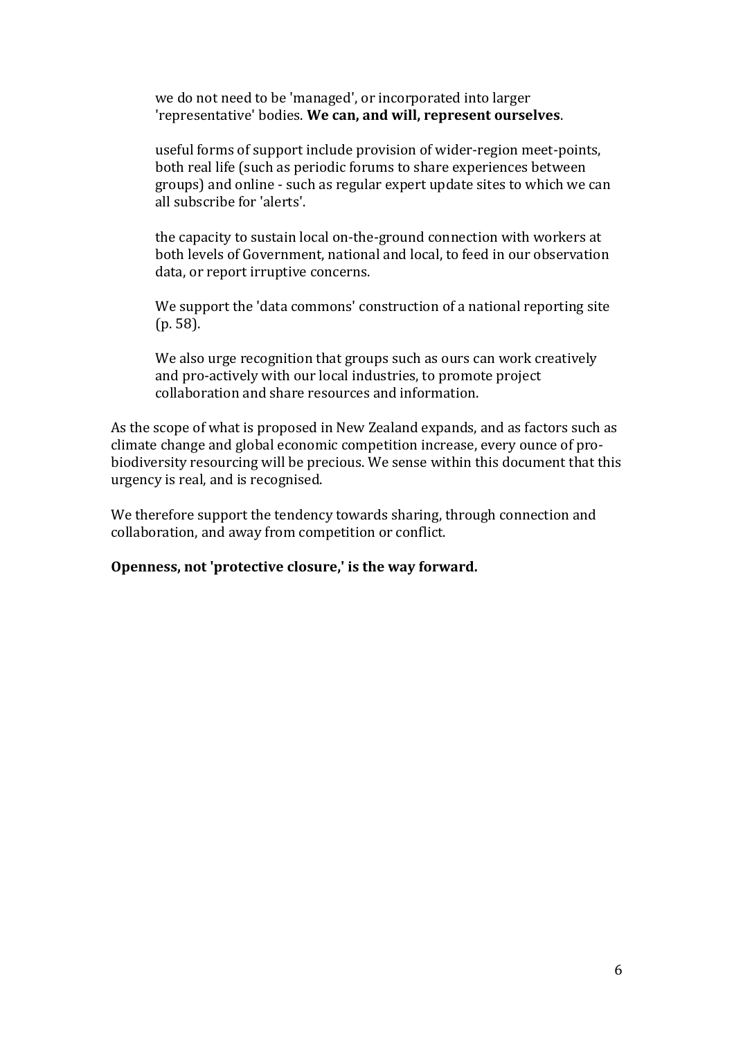we do not need to be 'managed', or incorporated into larger 'representative' bodies. **We can, and will, represent ourselves**.

useful forms of support include provision of wider-region meet-points, both real life (such as periodic forums to share experiences between groups) and online - such as regular expert update sites to which we can all subscribe for 'alerts'.

the capacity to sustain local on-the-ground connection with workers at both levels of Government, national and local, to feed in our observation data, or report irruptive concerns.

We support the 'data commons' construction of a national reporting site (p. 58).

We also urge recognition that groups such as ours can work creatively and pro-actively with our local industries, to promote project collaboration and share resources and information.

As the scope of what is proposed in New Zealand expands, and as factors such as climate change and global economic competition increase, every ounce of pro-biodiversity resourcing will be precious. We sense within this document that this urgency is real, and is recognised.

We therefore support the tendency towards sharing, through connection and collaboration, and away from competition or conflict.

**Openness, not 'protective closure,' is the way forward.**